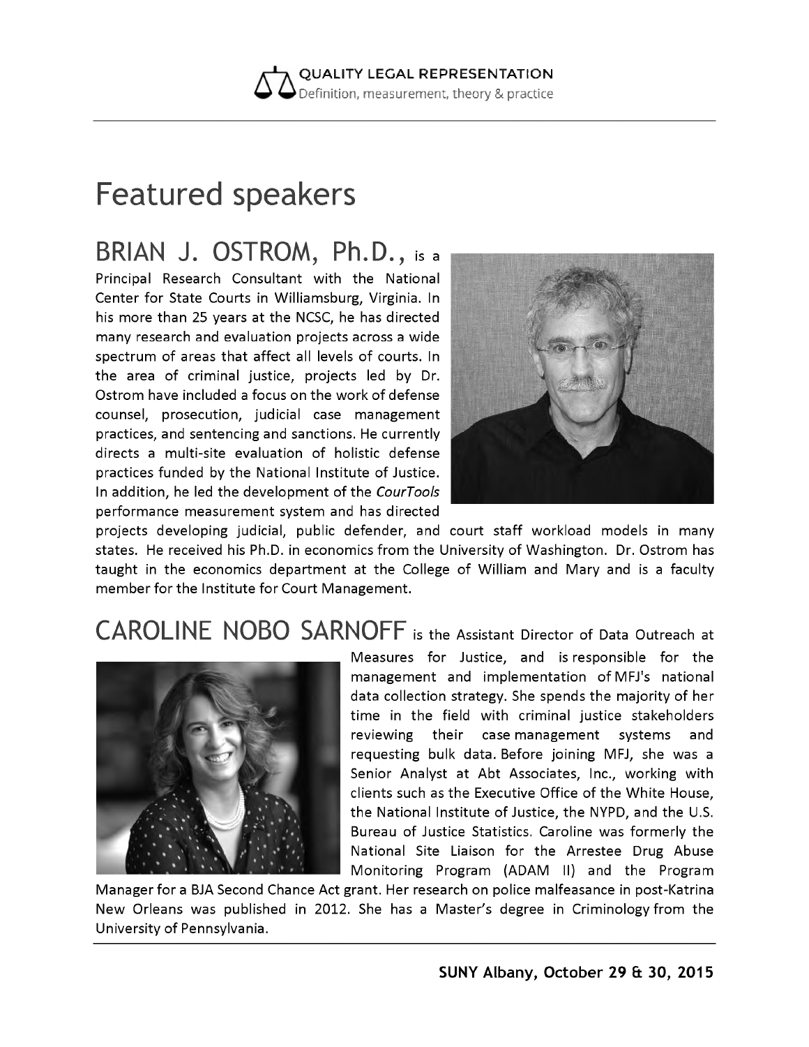# Featured speakers

## BRIAN J. OSTROM, Ph.D., is a Principal Research Consultant with the National Center for State Courts in Williamsburg, Virginia.

In his more than 25 years at the NCSC, he has directed many research and evaluation projects across a wide spectrum of areas that affect all levels of courts. In the area of criminal justice, projects led by Dr. Ostrom have included a focus on the work of defense counsel, prosecution, judicial case management practices, and sentencing and sanctions. He currently directs a multi-site evaluation of holistic defense practices funded by the National Institute of Justice. In addition, he led the development of the *CourTools* performance measurement system and has directed projects developing judicial, public defender, and court staff workload models in many states. He received his Ph.D. in economics from the University of Washington. Dr. Ostrom has taught in the economics department at the College of William and Mary and is a faculty member for the Institute for Court Management.

## CAROLINE NOBO SARNOFF is the Assistant Director of Data Outreach at Measures for Justice,

and is responsible for the management and implementation of MFJ's national data collection strategy. She spends the majority of her time in the field with criminal justice stakeholders reviewing their case management systems and requesting bulk data. Before joining MFJ, she was a Senior Analyst at Abt Associates, Inc., working with clients such as the Executive Office of the White House, the National Institute of Justice, the NYPD, and the U.S. Bureau of Justice Statistics. Caroline was formerly the National Site Liaison for the Arrestee Drug Abuse Monitoring Program (ADAM II) and the Program Manager for a BJA Second Chance Act grant. Her research on police malfeasance in post-Katrina New Orleans was published in 2012. She has a Master's degree in Criminology from the University of Pennsylvania.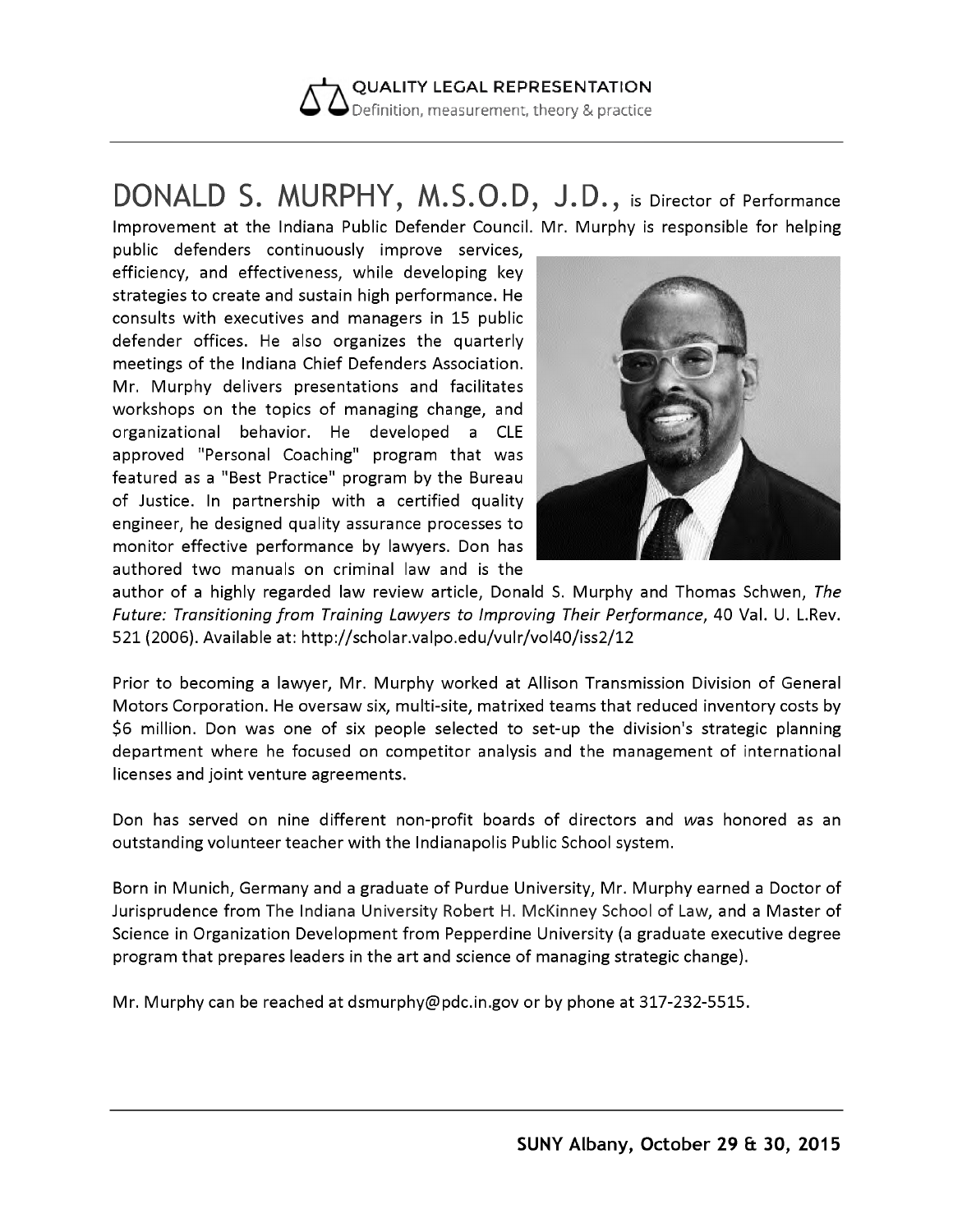**DONALD S. MURPHY, M.S.O.D, J.D.,** is Director of Performance Improvement at the Indiana Public Defender Council. Mr. Murphy is responsible for helping public defenders continuously improve services, efficiency, and effectiveness, while developing key strategies to create and sustain high performance. He consults with executives and managers in 15 public defender offices. He also organizes the quarterly meetings of the Indiana Chief Defenders Association. Mr. Murphy delivers presentations and facilitates workshops on the topics of managing change, and organizational behavior. He developed a CLE approved "Personal Coaching" program that was featured as a "Best Practice" program by the Bureau of Justice. In partnership with a certified quality engineer, he designed quality assurance processes to monitor effective performance by lawyers. Don has authored two manuals on criminal law and is the author of a highly regarded law review article, Donald S. Murphy and Thomas Schwen, *The Future: Transitioning from Training Lawyers to Improving Their Performance*, 40 Val. U. L.Rev. 521 (2006). Available at: http://scholar.valpo.edu/vulr/vol40/iss2/12

Prior to becoming a lawyer, Mr. Murphy worked at Allison Transmission Division of General Motors Corporation. He oversaw six, multi-site, matrixed teams that reduced inventory costs by $6 million. Don was one of six people selected to set-up the division's strategic planning department where he focused on competitor analysis and the management of international licenses and joint venture agreements.

Don has served on nine different non-profit boards of directors and was honored as an outstanding volunteer teacher with the Indianapolis Public School system.

Born in Munich, Germany and a graduate of Purdue University, Mr. Murphy earned a Doctor of Jurisprudence from The Indiana University Robert H. McKinney School of Law, and a Master of Science in Organization Development from Pepperdine University (a graduate executive degree program that prepares leaders in the art and science of managing strategic change).

Mr. Murphy can be reached at dsmurphy@pdc.in.gov or by phone at 317-232-5515.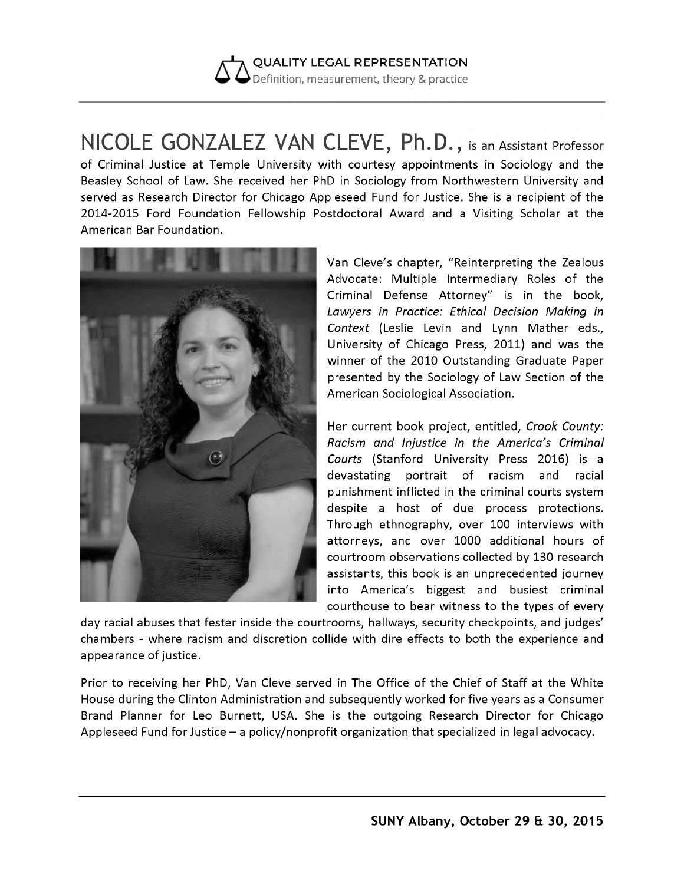# NICOLE GONZALEZ VAN CLEVE, Ph.D., is an Assistant Professor of Criminal Justice at Temple University with courtesy appointments in Sociology and the Beasley School of Law. She received her PhD in Sociology from Northwestern University and served as Research Director for Chicago Appleseed Fund for Justice. She is a recipient of the 2014-2015 Ford Foundation Fellowship Postdoctoral Award and a Visiting Scholar at the American Bar Foundation.

Van Cleve's chapter, "Reinterpreting the Zealous Advocate: Multiple Intermediary Roles of the Criminal Defense Attorney" is in the book, *Lawyers in Practice: Ethical Decision Making in Context* (Leslie Levin and Lynn Mather eds., University of Chicago Press, 2011) and was the winner of the 2010 Outstanding Graduate Paper presented by the Sociology of Law Section of the American Sociological Association.

Her current book project, entitled, *Crook County: Racism and Injustice in the America's Criminal Courts* (Stanford University Press 2016) is a devastating portrait of racism and racial punishment inflicted in the criminal courts system despite a host of due process protections. Through ethnography, over 100 interviews with attorneys, and over 1000 additional hours of courtroom observations collected by 130 research assistants, this book is an unprecedented journey into America's biggest and busiest criminal courthouse to bear witness to the types of every day racial abuses that fester inside the courtrooms, hallways, security checkpoints, and judges' chambers - where racism and discretion collide with dire effects to both the experience and appearance of justice.

Prior to receiving her PhD, Van Cleve served in The Office of the Chief of Staff at the White House during the Clinton Administration and subsequently worked for five years as a Consumer Brand Planner for Leo Burnett, USA. She is the outgoing Research Director for Chicago Appleseed Fund for Justice – a policy/nonprofit organization that specialized in legal advocacy.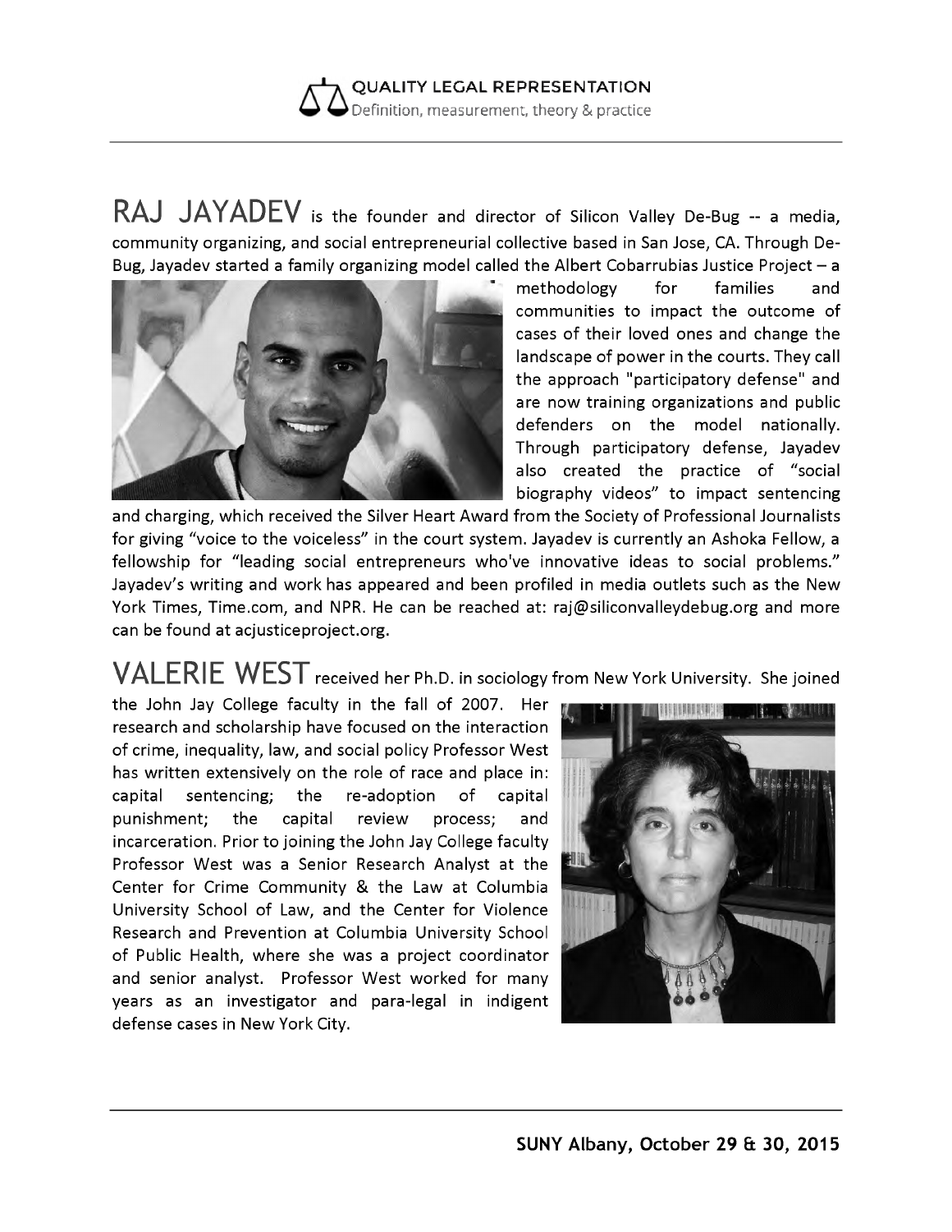**RAJ JAYADEV** is the founder and director of Silicon Valley De-Bug -- a media, community organizing, and social entrepreneurial collective based in San Jose, CA. Through De-Bug, Jayadev started a family organizing model called the Albert Cobarrubias Justice Project – a methodology for families and communities to impact the outcome of cases of their loved ones and change the landscape of power in the courts. They call the approach "participatory defense" and are now training organizations and public defenders on the model nationally. Through participatory defense, Jayadev also created the practice of "social biography videos" to impact sentencing and charging, which received the Silver Heart Award from the Society of Professional Journalists for giving "voice to the voiceless" in the court system. Jayadev is currently an Ashoka Fellow, a fellowship for "leading social entrepreneurs who've innovative ideas to social problems." Jayadev's writing and work has appeared and been profiled in media outlets such as the New York Times, Time.com, and NPR. He can be reached at: raj@siliconvalleydebug.org and more can be found at acjusticeproject.org.

**VALERIE WEST** received her Ph.D. in sociology from New York University. She joined the John Jay College faculty in the fall of 2007. Her research and scholarship have focused on the interaction of crime, inequality, law, and social policy Professor West has written extensively on the role of race and place in: capital sentencing; the re-adoption of capital punishment; the capital review process; and incarceration. Prior to joining the John Jay College faculty Professor West was a Senior Research Analyst at the Center for Crime Community & the Law at Columbia University School of Law, and the Center for Violence Research and Prevention at Columbia University School of Public Health, where she was a project coordinator and senior analyst. Professor West worked for many years as an investigator and para-legal in indigent defense cases in New York City.